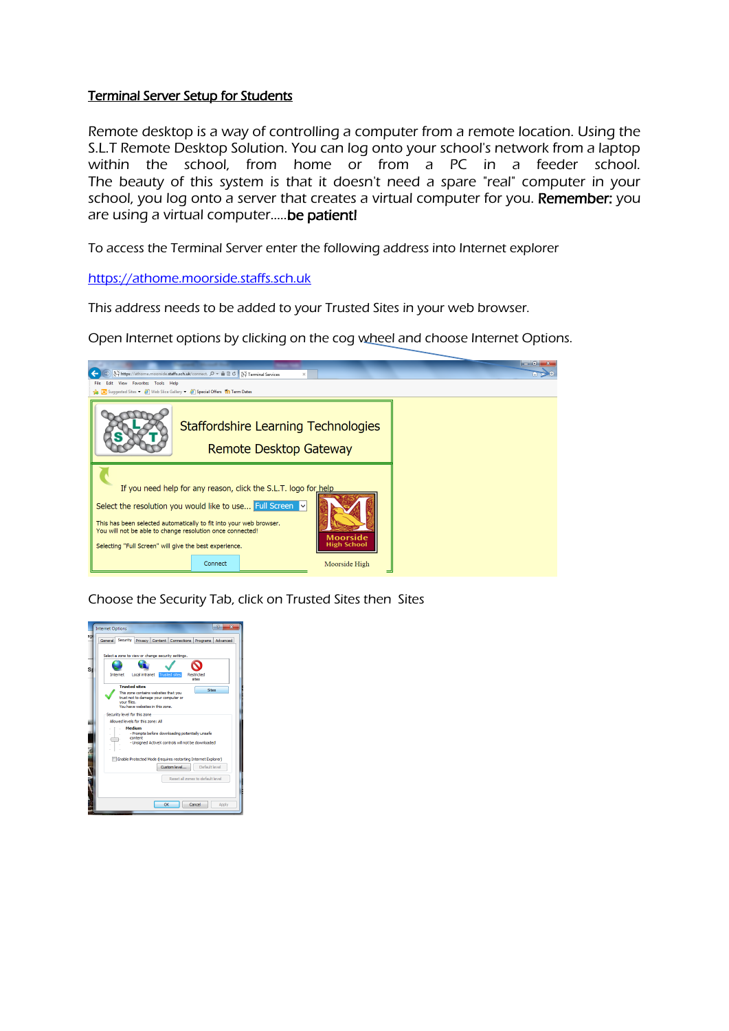## Terminal Server Setup for Students

Remote desktop is a way of controlling a computer from a remote location. Using the S.L.T Remote Desktop Solution. You can log onto your school's network from a laptop within the school, from home or from a PC in a feeder school. The beauty of this system is that it doesn't need a spare "real" computer in your school, you log onto a server that creates a virtual computer for you. **Remember:** you are using a virtual computer.....**be patient!**

To access the Terminal Server enter the following address into Internet explorer

https://athome.moorside.staffs.sch.uk

This address needs to be added to your Trusted Sites in your web browser.

Open Internet options by clicking on the cog wheel and choose Internet Options.

Choose the Security Tab, click on Trusted Sites then Sites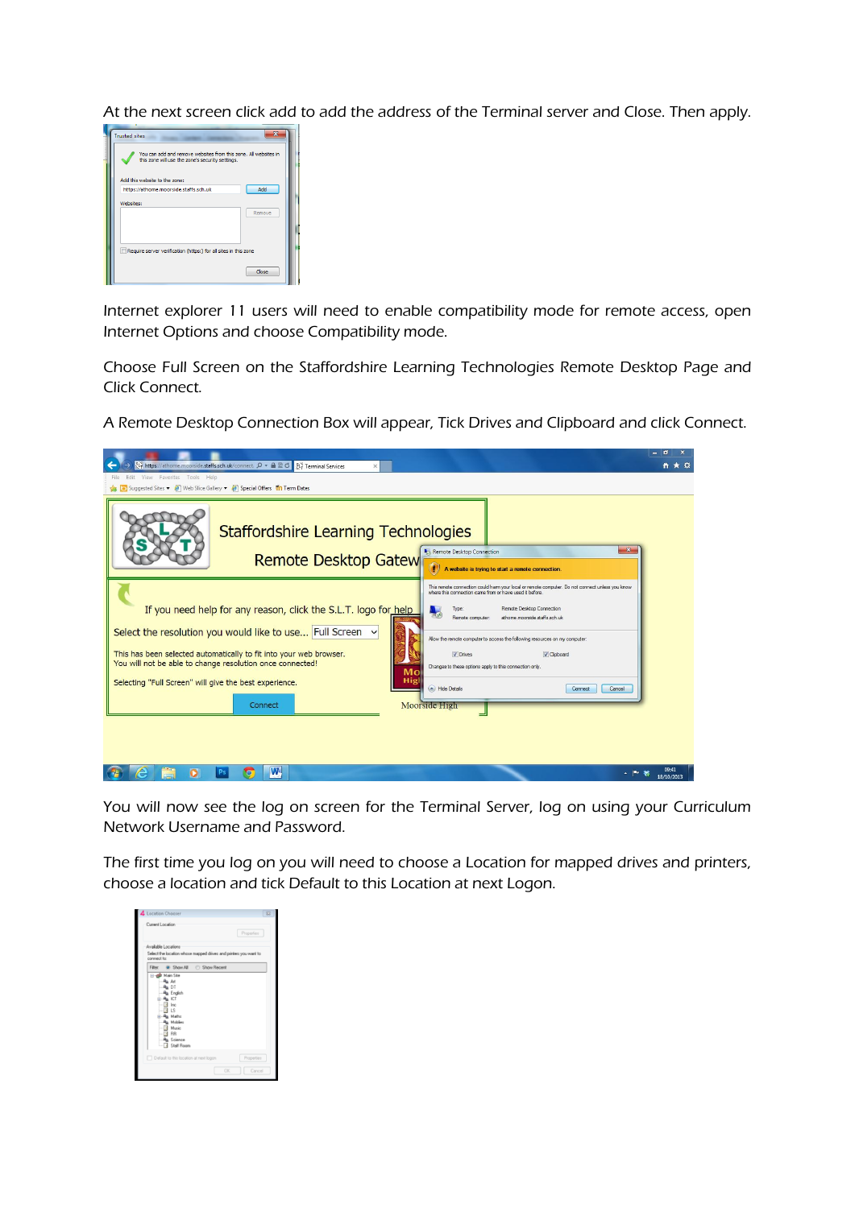At the next screen click add to add the address of the Terminal server and Close. Then apply.

Internet explorer 11 users will need to enable compatibility mode for remote access, open Internet Options and choose Compatibility mode.

Choose Full Screen on the Staffordshire Learning Technologies Remote Desktop Page and Click Connect.

A Remote Desktop Connection Box will appear, Tick Drives and Clipboard and click Connect.

You will now see the log on screen for the Terminal Server, log on using your Curriculum Network Username and Password.

The first time you log on you will need to choose a Location for mapped drives and printers, choose a location and tick Default to this Location at next Logon.